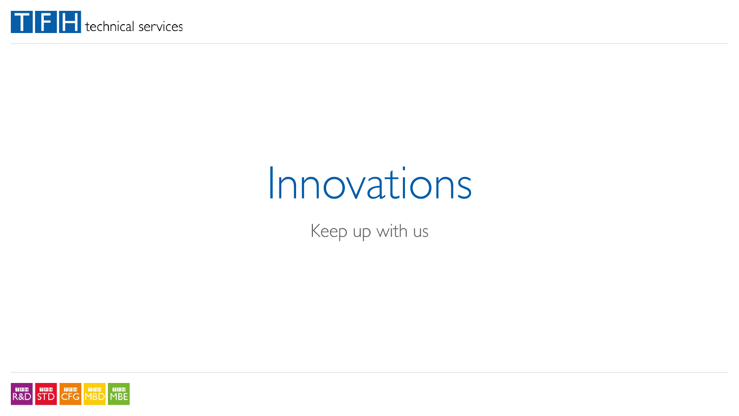# Innovations

Keep up with us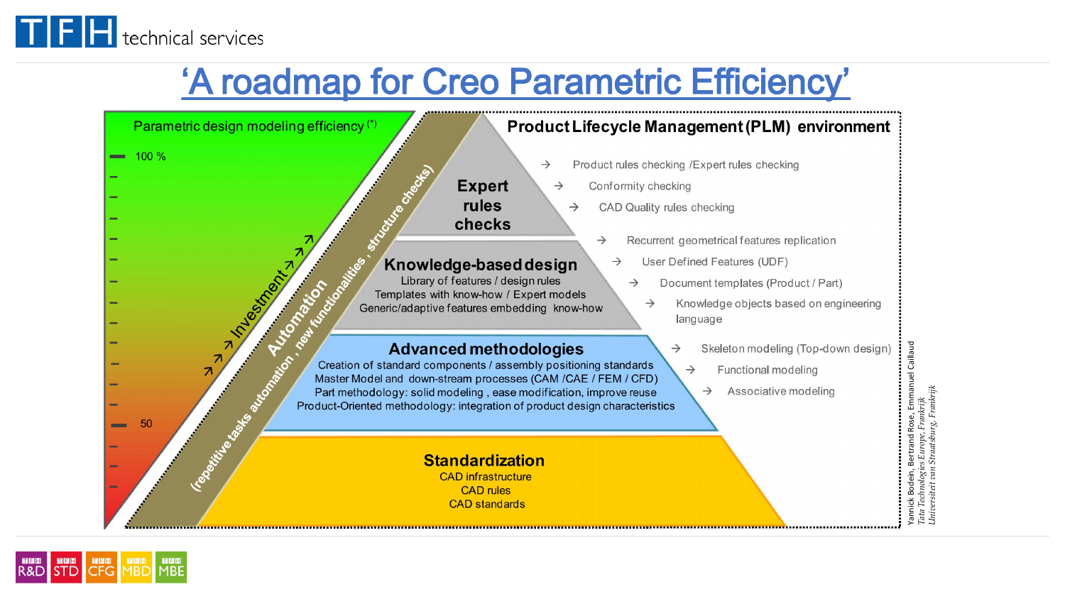# ‘A roadmap for Creo Parametric Efficiency’

**Parametric design modeling efficiency** (*)

100 %

50

↗ ↗ Investment ↗ ↗ ↗

**Automation**

(repetitive tasks automation , new functionalities , structure checks)

**Product Lifecycle Management (PLM) environment**

**Expert rules checks**

- → Product rules checking /Expert rules checking
- → Conformity checking
- → CAD Quality rules checking

**Knowledge-based design**

Library of features / design rules
Templates with know-how / Expert models
Generic/adaptive features embedding know-how

- → Recurrent geometrical features replication
- → User Defined Features (UDF)
- → Document templates (Product / Part)
- → Knowledge objects based on engineering language

**Advanced methodologies**

Creation of standard components / assembly positioning standards
Master Model and down-stream processes (CAM /CAE / FEM / CFD)
Part methodology: solid modeling , ease modification, improve reuse
Product-Oriented methodology: integration of product design characteristics

- → Skeleton modeling (Top-down design)
- → Functional modeling
- → Associative modeling

**Standardization**

CAD infrastructure
CAD rules
CAD standards

Yannick Bodein, Bertrand Rose, Emmanuel Caillaud
*Tata Technologies Europe, Frankrijk*
*Universiteit van Straatsburg, Frankrijk*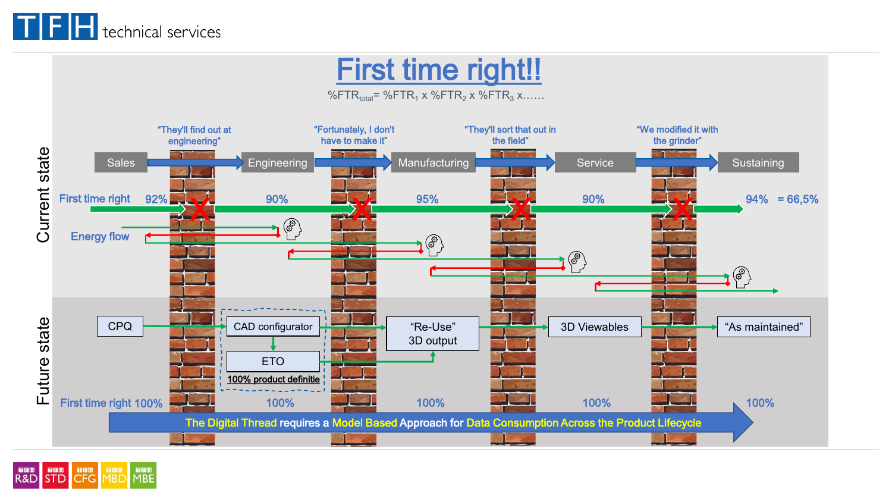# First time right!!

$\%FTR_{total} = \%FTR_1 \times \%FTR_2 \times \%FTR_3 \times ......$

## Current state

| | "They'll find out at engineering" | | "Fortunately, I don't have to make it" | | "They'll sort that out in the field" | | "We modified it with the grinder" | |
|---|---|---|---|---|---|---|---|---|
| Sales | | Engineering | | Manufacturing | | Service | | Sustaining |
| First time right 92% | | 90% | | 95% | | 90% | | 94% = 66,5% |

Energy flow

## Future state

CPQ → CAD configurator → ETO (100% product definitie) → "Re-Use" 3D output → 3D Viewables → "As maintained"

First time right 100% | 100% | 100% | 100% | 100%

The Digital Thread requires a Model Based Approach for Data Consumption Across the Product Lifecycle

R&D | STD | CFG | MBD | MBE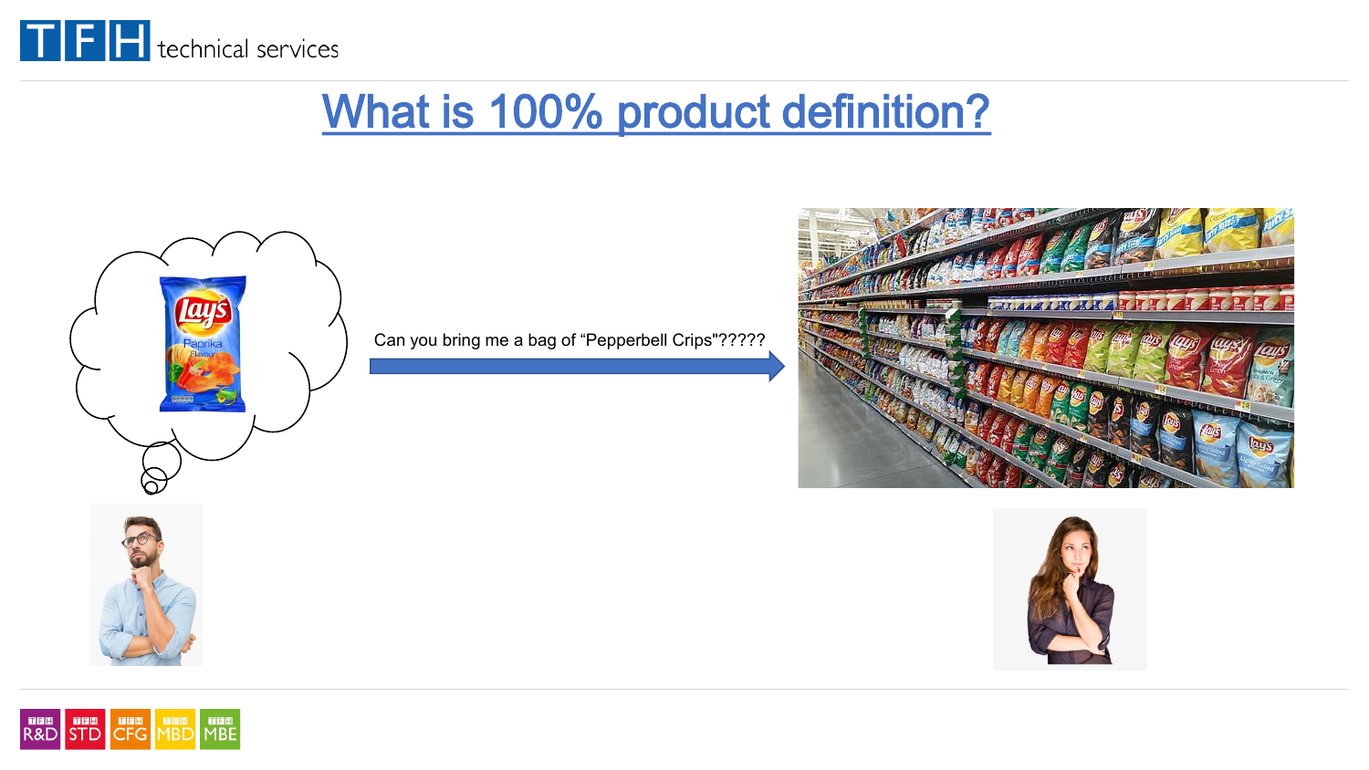# What is 100% product definition?

Can you bring me a bag of “Pepperbell Crips"?????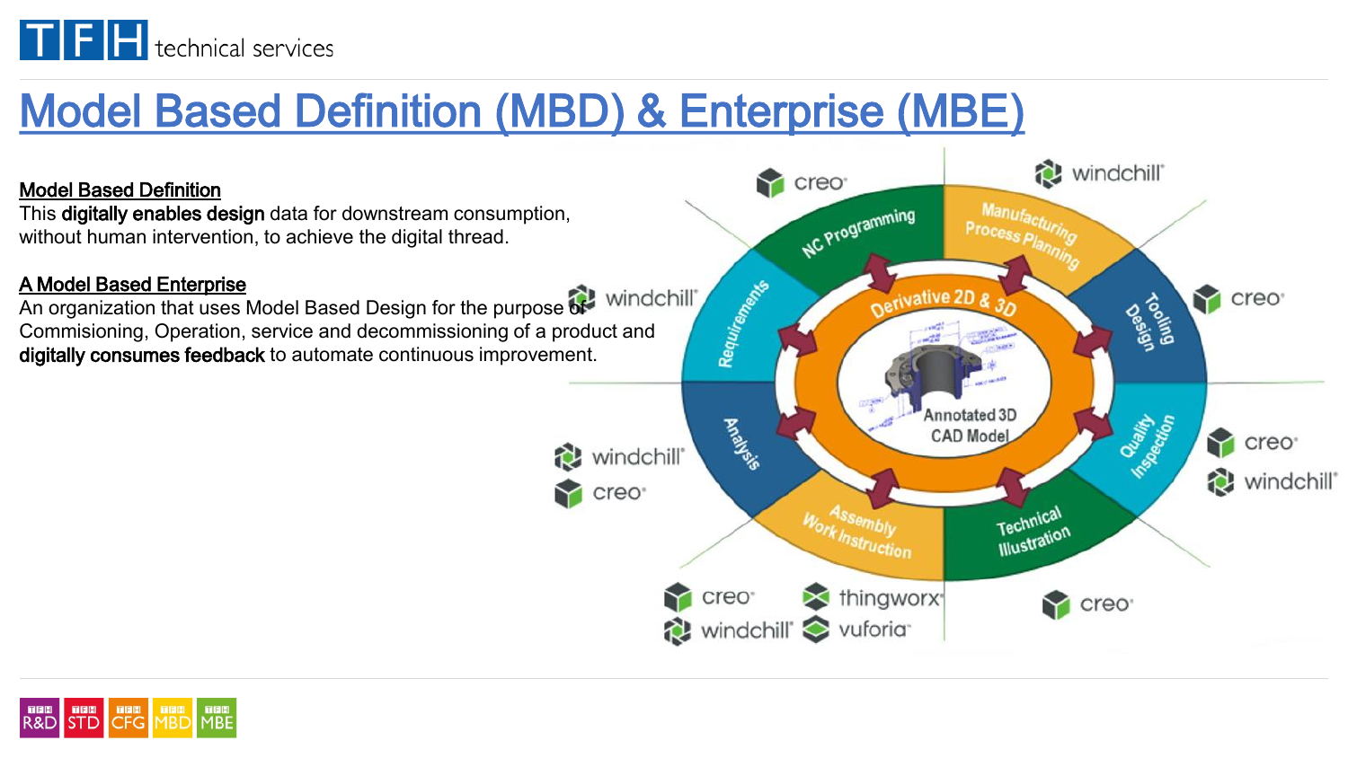# Model Based Definition (MBD) & Enterprise (MBE)

**Model Based Definition**

This **digitally enables design** data for downstream consumption, without human intervention, to achieve the digital thread.

**A Model Based Enterprise**

An organization that uses Model Based Design for the purpose of Commisioning, Operation, service and decommissioning of a product and **digitally consumes feedback** to automate continuous improvement.

NC Programming
creo

Manufacturing Process Planning
windchill

Tooling Design
creo

Quality Inspection
creo
windchill

Technical Illustration
creo

Assembly Work Instruction
creo
windchill
thingworx
vuforia

Analysis
windchill
creo

Requirements
windchill

Derivative 2D & 3D

Annotated 3D CAD Model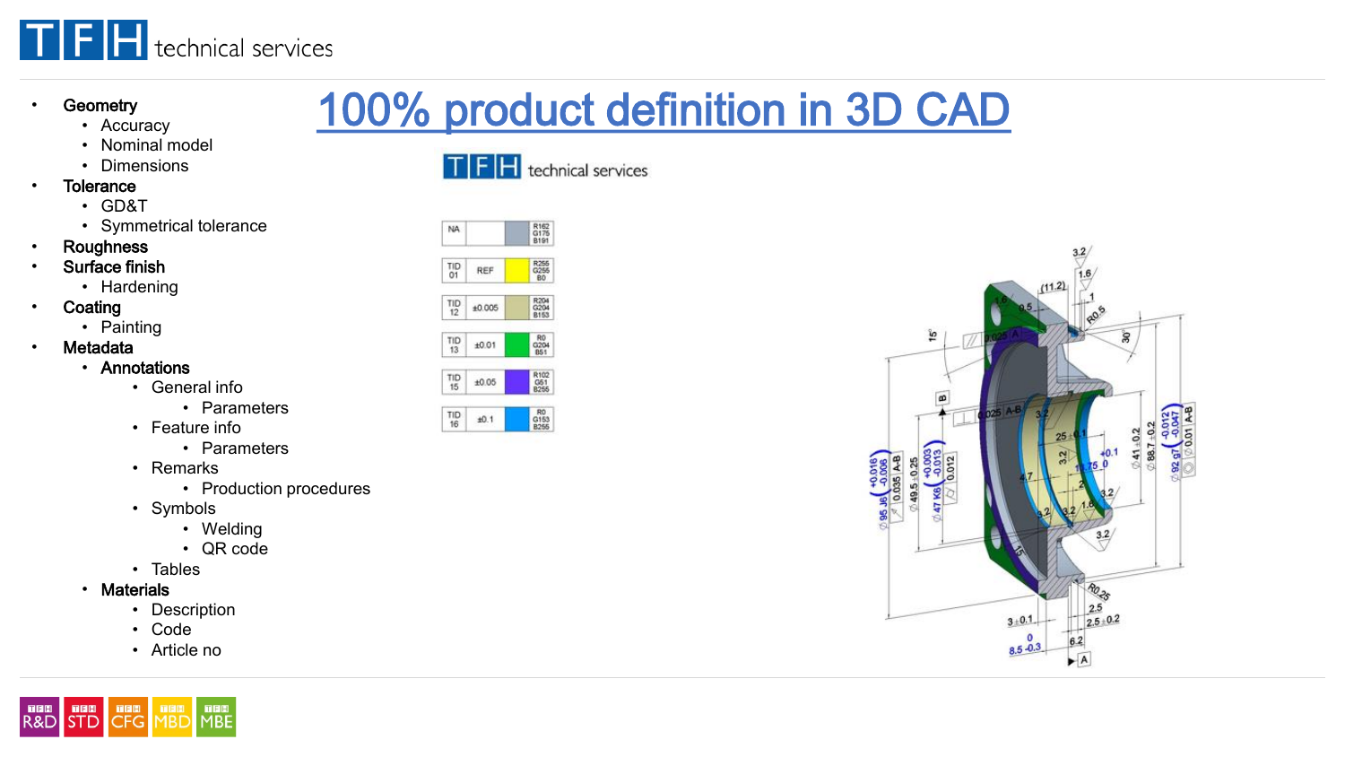# 100% product definition in 3D CAD

- **Geometry**
  - Accuracy
  - Nominal model
  - Dimensions
- **Tolerance**
  - GD&T
  - Symmetrical tolerance
- **Roughness**
- **Surface finish**
  - Hardening
- **Coating**
  - Painting
- **Metadata**
  - **Annotations**
    - General info
      - Parameters
    - Feature info
      - Parameters
    - Remarks
      - Production procedures
    - Symbols
      - Welding
      - QR code
    - Tables
  - **Materials**
    - Description
    - Code
    - Article no

| ID | Tolerance | Color |
|---|---|---|
| NA | | R162 G175 B191 |
| TID 01 | REF | R255 G255 B0 |
| TID 12 | ±0.005 | R204 G204 B153 |
| TID 13 | ±0.01 | R0 G204 B51 |
| TID 15 | ±0.05 | R102 G51 B255 |
| TID 16 | ±0.1 | R0 G153 B255 |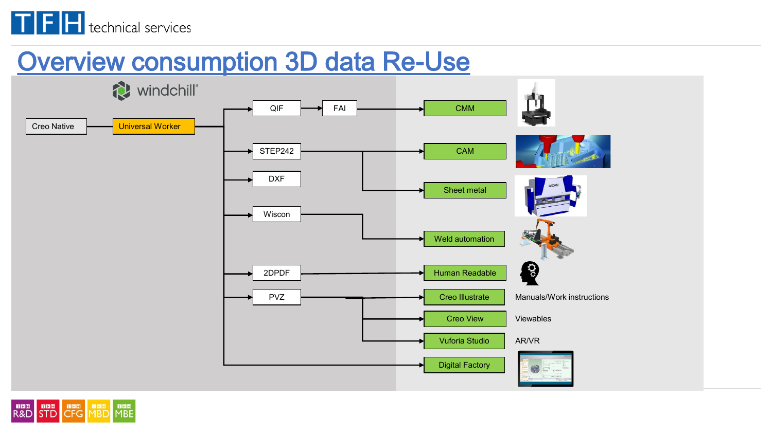# Overview consumption 3D data Re-Use

windchill

Creo Native

Universal Worker

QIF

FAI

CMM

STEP242

CAM

DXF

Sheet metal

Wiscon

Weld automation

2DPDF

Human Readable

PVZ

Creo Illustrate

Manuals/Work instructions

Creo View

Viewables

Vuforia Studio

AR/VR

Digital Factory